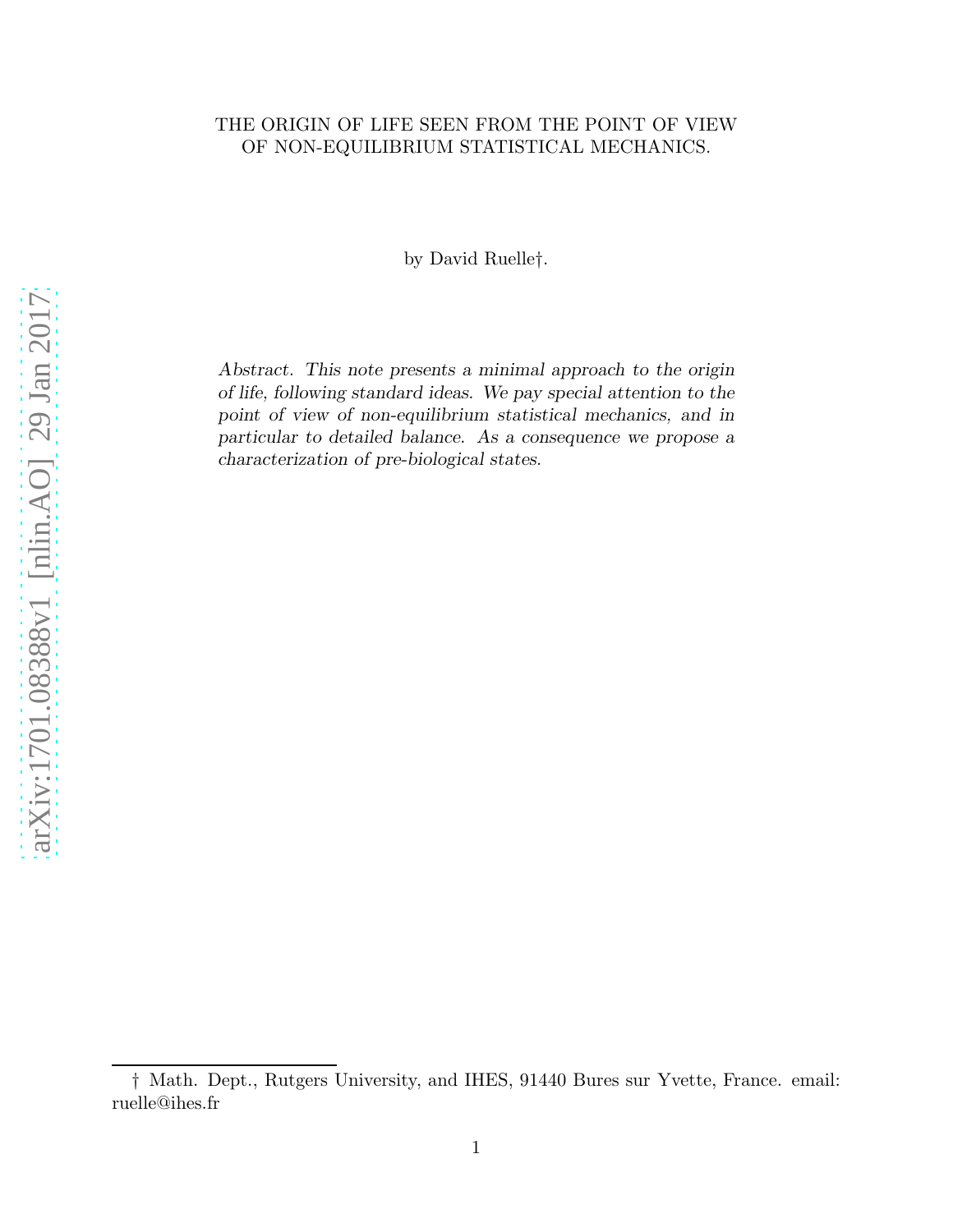# THE ORIGIN OF LIFE SEEN FROM THE POINT OF VIEW OF NON-EQUILIBRIUM STATISTICAL MECHANICS.

by David Ruelle†.

*Abstract. This note presents a minimal approach to the origin of life, following standard ideas. We pay special attention to the point of view of non-equilibrium statistical mechanics, and in particular to detailed balance. As a consequence we propose a characterization of pre-biological states.*

---

† Math. Dept., Rutgers University, and IHES, 91440 Bures sur Yvette, France. email: ruelle@ihes.fr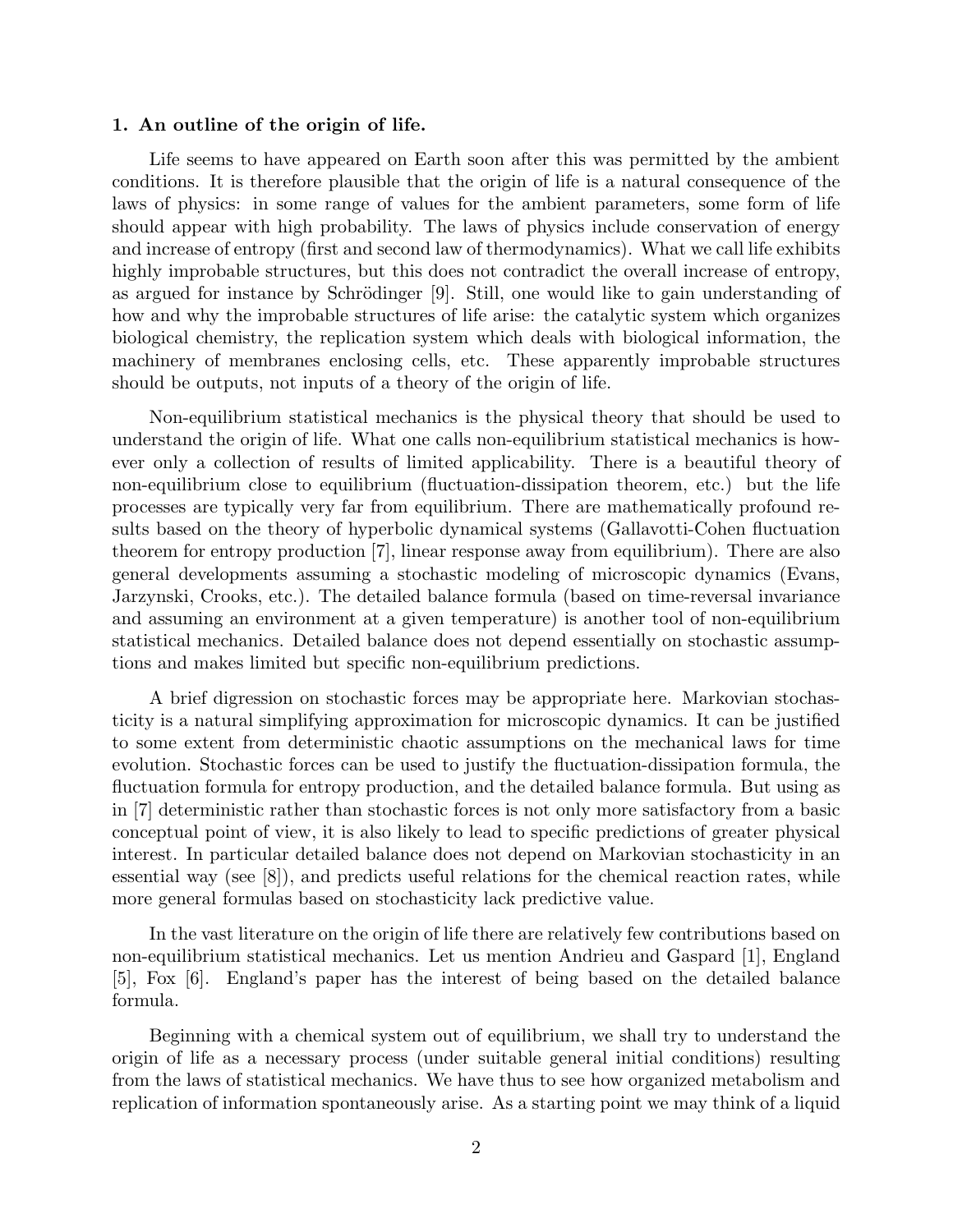### 1. An outline of the origin of life.

Life seems to have appeared on Earth soon after this was permitted by the ambient conditions. It is therefore plausible that the origin of life is a natural consequence of the laws of physics: in some range of values for the ambient parameters, some form of life should appear with high probability. The laws of physics include conservation of energy and increase of entropy (first and second law of thermodynamics). What we call life exhibits highly improbable structures, but this does not contradict the overall increase of entropy, as argued for instance by Schrödinger [9]. Still, one would like to gain understanding of how and why the improbable structures of life arise: the catalytic system which organizes biological chemistry, the replication system which deals with biological information, the machinery of membranes enclosing cells, etc. These apparently improbable structures should be outputs, not inputs of a theory of the origin of life.

Non-equilibrium statistical mechanics is the physical theory that should be used to understand the origin of life. What one calls non-equilibrium statistical mechanics is however only a collection of results of limited applicability. There is a beautiful theory of non-equilibrium close to equilibrium (fluctuation-dissipation theorem, etc.) but the life processes are typically very far from equilibrium. There are mathematically profound results based on the theory of hyperbolic dynamical systems (Gallavotti-Cohen fluctuation theorem for entropy production [7], linear response away from equilibrium). There are also general developments assuming a stochastic modeling of microscopic dynamics (Evans, Jarzynski, Crooks, etc.). The detailed balance formula (based on time-reversal invariance and assuming an environment at a given temperature) is another tool of non-equilibrium statistical mechanics. Detailed balance does not depend essentially on stochastic assumptions and makes limited but specific non-equilibrium predictions.

A brief digression on stochastic forces may be appropriate here. Markovian stochasticity is a natural simplifying approximation for microscopic dynamics. It can be justified to some extent from deterministic chaotic assumptions on the mechanical laws for time evolution. Stochastic forces can be used to justify the fluctuation-dissipation formula, the fluctuation formula for entropy production, and the detailed balance formula. But using as in [7] deterministic rather than stochastic forces is not only more satisfactory from a basic conceptual point of view, it is also likely to lead to specific predictions of greater physical interest. In particular detailed balance does not depend on Markovian stochasticity in an essential way (see [8]), and predicts useful relations for the chemical reaction rates, while more general formulas based on stochasticity lack predictive value.

In the vast literature on the origin of life there are relatively few contributions based on non-equilibrium statistical mechanics. Let us mention Andrieu and Gaspard [1], England [5], Fox [6]. England's paper has the interest of being based on the detailed balance formula.

Beginning with a chemical system out of equilibrium, we shall try to understand the origin of life as a necessary process (under suitable general initial conditions) resulting from the laws of statistical mechanics. We have thus to see how organized metabolism and replication of information spontaneously arise. As a starting point we may think of a liquid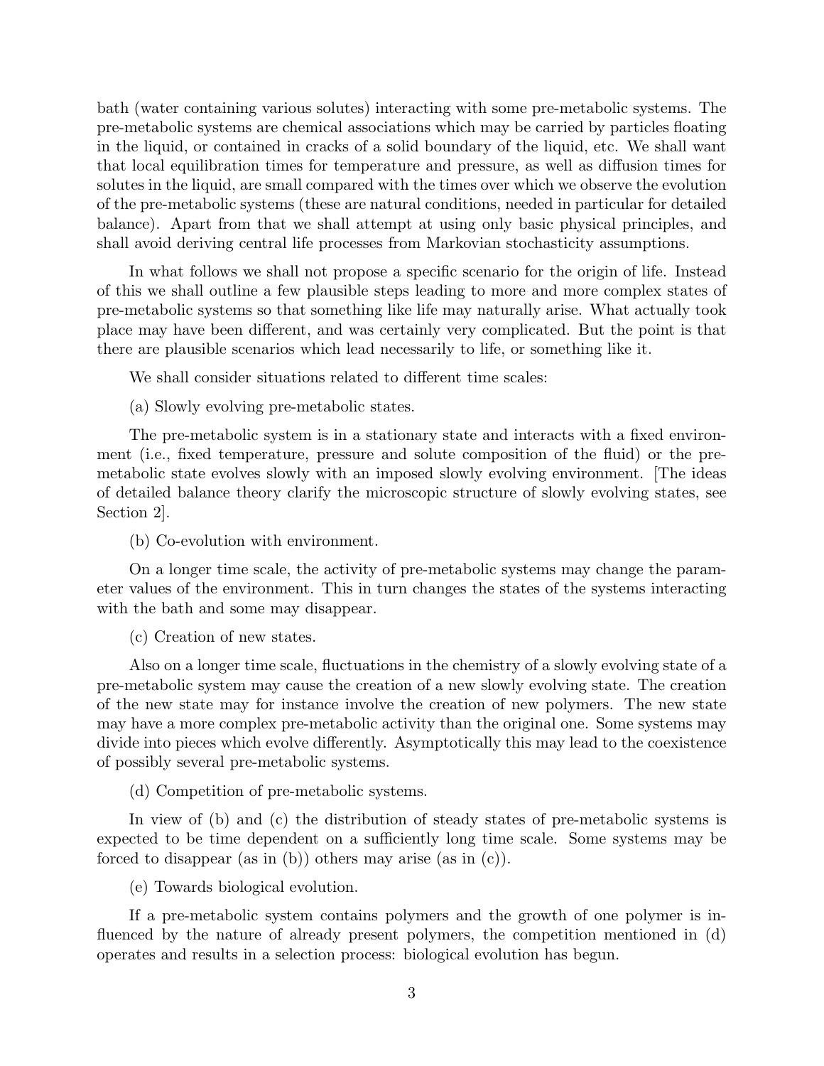bath (water containing various solutes) interacting with some pre-metabolic systems. The pre-metabolic systems are chemical associations which may be carried by particles floating in the liquid, or contained in cracks of a solid boundary of the liquid, etc. We shall want that local equilibration times for temperature and pressure, as well as diffusion times for solutes in the liquid, are small compared with the times over which we observe the evolution of the pre-metabolic systems (these are natural conditions, needed in particular for detailed balance). Apart from that we shall attempt at using only basic physical principles, and shall avoid deriving central life processes from Markovian stochasticity assumptions.

In what follows we shall not propose a specific scenario for the origin of life. Instead of this we shall outline a few plausible steps leading to more and more complex states of pre-metabolic systems so that something like life may naturally arise. What actually took place may have been different, and was certainly very complicated. But the point is that there are plausible scenarios which lead necessarily to life, or something like it.

We shall consider situations related to different time scales:

(a) Slowly evolving pre-metabolic states.

The pre-metabolic system is in a stationary state and interacts with a fixed environment (i.e., fixed temperature, pressure and solute composition of the fluid) or the pre-metabolic state evolves slowly with an imposed slowly evolving environment. [The ideas of detailed balance theory clarify the microscopic structure of slowly evolving states, see Section 2].

(b) Co-evolution with environment.

On a longer time scale, the activity of pre-metabolic systems may change the parameter values of the environment. This in turn changes the states of the systems interacting with the bath and some may disappear.

(c) Creation of new states.

Also on a longer time scale, fluctuations in the chemistry of a slowly evolving state of a pre-metabolic system may cause the creation of a new slowly evolving state. The creation of the new state may for instance involve the creation of new polymers. The new state may have a more complex pre-metabolic activity than the original one. Some systems may divide into pieces which evolve differently. Asymptotically this may lead to the coexistence of possibly several pre-metabolic systems.

(d) Competition of pre-metabolic systems.

In view of (b) and (c) the distribution of steady states of pre-metabolic systems is expected to be time dependent on a sufficiently long time scale. Some systems may be forced to disappear (as in (b)) others may arise (as in (c)).

(e) Towards biological evolution.

If a pre-metabolic system contains polymers and the growth of one polymer is influenced by the nature of already present polymers, the competition mentioned in (d) operates and results in a selection process: biological evolution has begun.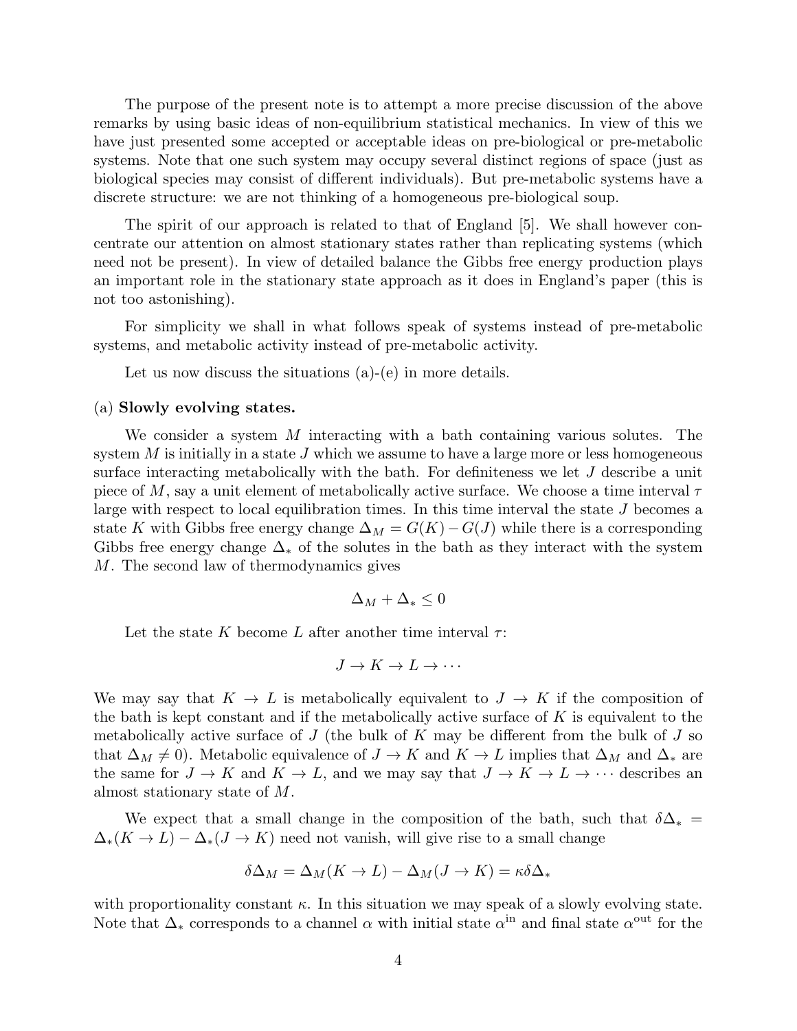The purpose of the present note is to attempt a more precise discussion of the above remarks by using basic ideas of non-equilibrium statistical mechanics. In view of this we have just presented some accepted or acceptable ideas on pre-biological or pre-metabolic systems. Note that one such system may occupy several distinct regions of space (just as biological species may consist of different individuals). But pre-metabolic systems have a discrete structure: we are not thinking of a homogeneous pre-biological soup.

The spirit of our approach is related to that of England [5]. We shall however concentrate our attention on almost stationary states rather than replicating systems (which need not be present). In view of detailed balance the Gibbs free energy production plays an important role in the stationary state approach as it does in England's paper (this is not too astonishing).

For simplicity we shall in what follows speak of systems instead of pre-metabolic systems, and metabolic activity instead of pre-metabolic activity.

Let us now discuss the situations (a)-(e) in more details.

(a) **Slowly evolving states.**

We consider a system $M$ interacting with a bath containing various solutes. The system $M$ is initially in a state $J$ which we assume to have a large more or less homogeneous surface interacting metabolically with the bath. For definiteness we let $J$ describe a unit piece of $M$, say a unit element of metabolically active surface. We choose a time interval $\tau$ large with respect to local equilibration times. In this time interval the state $J$ becomes a state $K$ with Gibbs free energy change $\Delta_M = G(K) - G(J)$ while there is a corresponding Gibbs free energy change $\Delta_*$ of the solutes in the bath as they interact with the system $M$. The second law of thermodynamics gives

$$\Delta_M + \Delta_* \leq 0$$

Let the state $K$ become $L$ after another time interval $\tau$:

$$J \to K \to L \to \cdots$$

We may say that $K \to L$ is metabolically equivalent to $J \to K$ if the composition of the bath is kept constant and if the metabolically active surface of $K$ is equivalent to the metabolically active surface of $J$ (the bulk of $K$ may be different from the bulk of $J$ so that $\Delta_M \neq 0$). Metabolic equivalence of $J \to K$ and $K \to L$ implies that $\Delta_M$ and $\Delta_*$ are the same for $J \to K$ and $K \to L$, and we may say that $J \to K \to L \to \cdots$ describes an almost stationary state of $M$.

We expect that a small change in the composition of the bath, such that $\delta\Delta_* = \Delta_*(K \to L) - \Delta_*(J \to K)$ need not vanish, will give rise to a small change

$$\delta\Delta_M = \Delta_M(K \to L) - \Delta_M(J \to K) = \kappa\delta\Delta_*$$

with proportionality constant $\kappa$. In this situation we may speak of a slowly evolving state. Note that $\Delta_*$ corresponds to a channel $\alpha$ with initial state $\alpha^{\text{in}}$ and final state $\alpha^{\text{out}}$ for the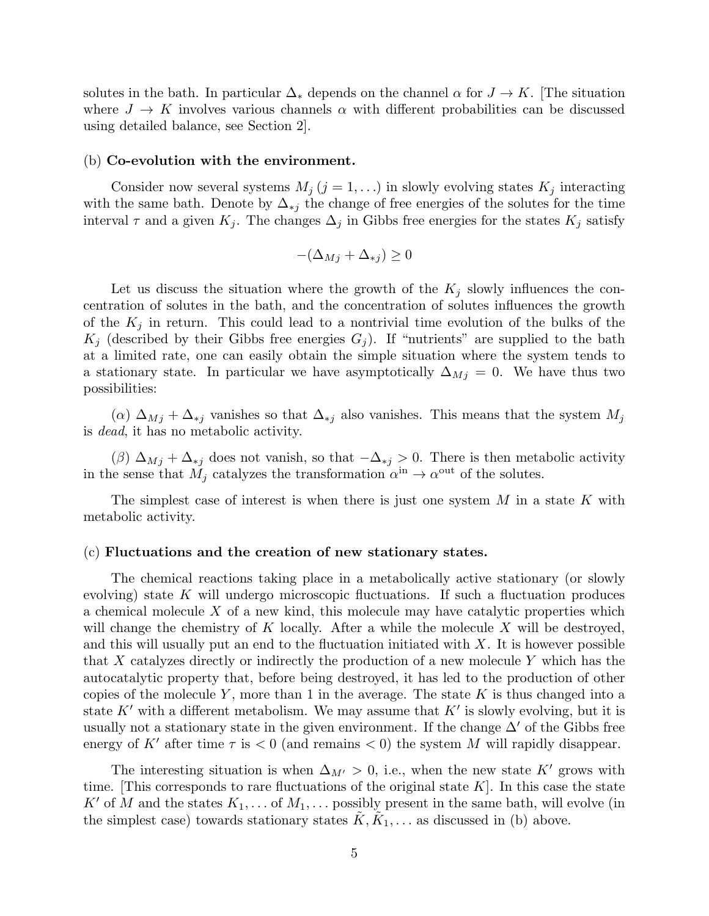solutes in the bath. In particular $\Delta_*$ depends on the channel $\alpha$ for $J \to K$. [The situation where $J \to K$ involves various channels $\alpha$ with different probabilities can be discussed using detailed balance, see Section 2].

(b) **Co-evolution with the environment.**

Consider now several systems $M_j$ $(j = 1, \ldots)$ in slowly evolving states $K_j$ interacting with the same bath. Denote by $\Delta_{*j}$ the change of free energies of the solutes for the time interval $\tau$ and a given $K_j$. The changes $\Delta_j$ in Gibbs free energies for the states $K_j$ satisfy

$$-(\Delta_{Mj} + \Delta_{*j}) \geq 0$$

Let us discuss the situation where the growth of the $K_j$ slowly influences the concentration of solutes in the bath, and the concentration of solutes influences the growth of the $K_j$ in return. This could lead to a nontrivial time evolution of the bulks of the $K_j$ (described by their Gibbs free energies $G_j$). If "nutrients" are supplied to the bath at a limited rate, one can easily obtain the simple situation where the system tends to a stationary state. In particular we have asymptotically $\Delta_{Mj} = 0$. We have thus two possibilities:

($\alpha$) $\Delta_{Mj} + \Delta_{*j}$ vanishes so that $\Delta_{*j}$ also vanishes. This means that the system $M_j$ is *dead*, it has no metabolic activity.

($\beta$) $\Delta_{Mj} + \Delta_{*j}$ does not vanish, so that $-\Delta_{*j} > 0$. There is then metabolic activity in the sense that $M_j$ catalyzes the transformation $\alpha^{\text{in}} \to \alpha^{\text{out}}$ of the solutes.

The simplest case of interest is when there is just one system $M$ in a state $K$ with metabolic activity.

(c) **Fluctuations and the creation of new stationary states.**

The chemical reactions taking place in a metabolically active stationary (or slowly evolving) state $K$ will undergo microscopic fluctuations. If such a fluctuation produces a chemical molecule $X$ of a new kind, this molecule may have catalytic properties which will change the chemistry of $K$ locally. After a while the molecule $X$ will be destroyed, and this will usually put an end to the fluctuation initiated with $X$. It is however possible that $X$ catalyzes directly or indirectly the production of a new molecule $Y$ which has the autocatalytic property that, before being destroyed, it has led to the production of other copies of the molecule $Y$, more than 1 in the average. The state $K$ is thus changed into a state $K'$ with a different metabolism. We may assume that $K'$ is slowly evolving, but it is usually not a stationary state in the given environment. If the change $\Delta'$ of the Gibbs free energy of $K'$ after time $\tau$ is $< 0$ (and remains $< 0$) the system $M$ will rapidly disappear.

The interesting situation is when $\Delta_{M'} > 0$, i.e., when the new state $K'$ grows with time. [This corresponds to rare fluctuations of the original state $K$]. In this case the state $K'$ of $M$ and the states $K_1, \ldots$ of $M_1, \ldots$ possibly present in the same bath, will evolve (in the simplest case) towards stationary states $\tilde{K}, \tilde{K}_1, \ldots$ as discussed in (b) above.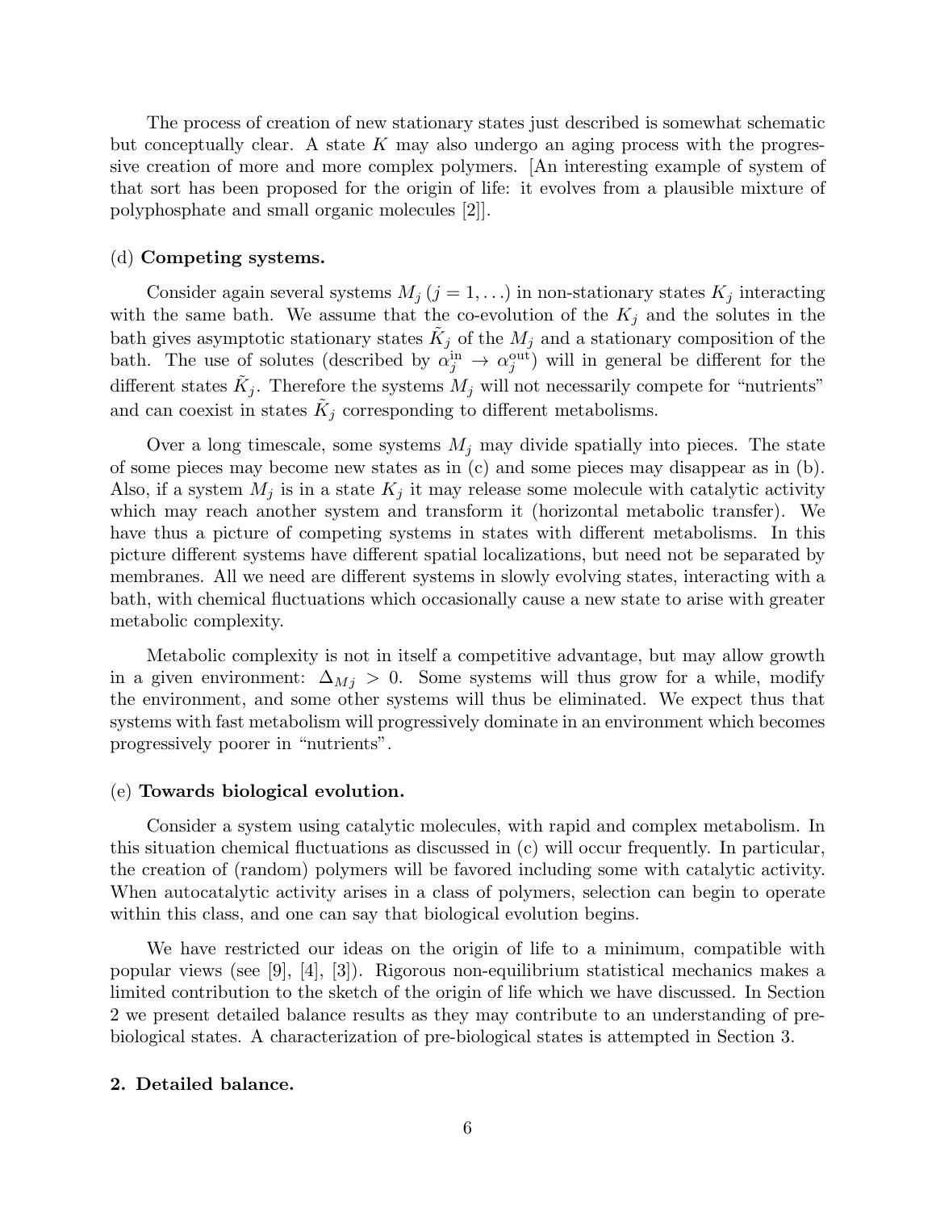The process of creation of new stationary states just described is somewhat schematic but conceptually clear. A state $K$ may also undergo an aging process with the progressive creation of more and more complex polymers. [An interesting example of system of that sort has been proposed for the origin of life: it evolves from a plausible mixture of polyphosphate and small organic molecules [2]].

(d) **Competing systems.**

Consider again several systems $M_j$ ($j = 1, \ldots$) in non-stationary states $K_j$ interacting with the same bath. We assume that the co-evolution of the $K_j$ and the solutes in the bath gives asymptotic stationary states $\tilde{K}_j$ of the $M_j$ and a stationary composition of the bath. The use of solutes (described by $\alpha_j^{\rm in} \to \alpha_j^{\rm out}$) will in general be different for the different states $\tilde{K}_j$. Therefore the systems $M_j$ will not necessarily compete for "nutrients" and can coexist in states $\tilde{K}_j$ corresponding to different metabolisms.

Over a long timescale, some systems $M_j$ may divide spatially into pieces. The state of some pieces may become new states as in (c) and some pieces may disappear as in (b). Also, if a system $M_j$ is in a state $K_j$ it may release some molecule with catalytic activity which may reach another system and transform it (horizontal metabolic transfer). We have thus a picture of competing systems in states with different metabolisms. In this picture different systems have different spatial localizations, but need not be separated by membranes. All we need are different systems in slowly evolving states, interacting with a bath, with chemical fluctuations which occasionally cause a new state to arise with greater metabolic complexity.

Metabolic complexity is not in itself a competitive advantage, but may allow growth in a given environment: $\Delta_{Mj} > 0$. Some systems will thus grow for a while, modify the environment, and some other systems will thus be eliminated. We expect thus that systems with fast metabolism will progressively dominate in an environment which becomes progressively poorer in "nutrients".

(e) **Towards biological evolution.**

Consider a system using catalytic molecules, with rapid and complex metabolism. In this situation chemical fluctuations as discussed in (c) will occur frequently. In particular, the creation of (random) polymers will be favored including some with catalytic activity. When autocatalytic activity arises in a class of polymers, selection can begin to operate within this class, and one can say that biological evolution begins.

We have restricted our ideas on the origin of life to a minimum, compatible with popular views (see [9], [4], [3]). Rigorous non-equilibrium statistical mechanics makes a limited contribution to the sketch of the origin of life which we have discussed. In Section 2 we present detailed balance results as they may contribute to an understanding of pre-biological states. A characterization of pre-biological states is attempted in Section 3.

## 2. Detailed balance.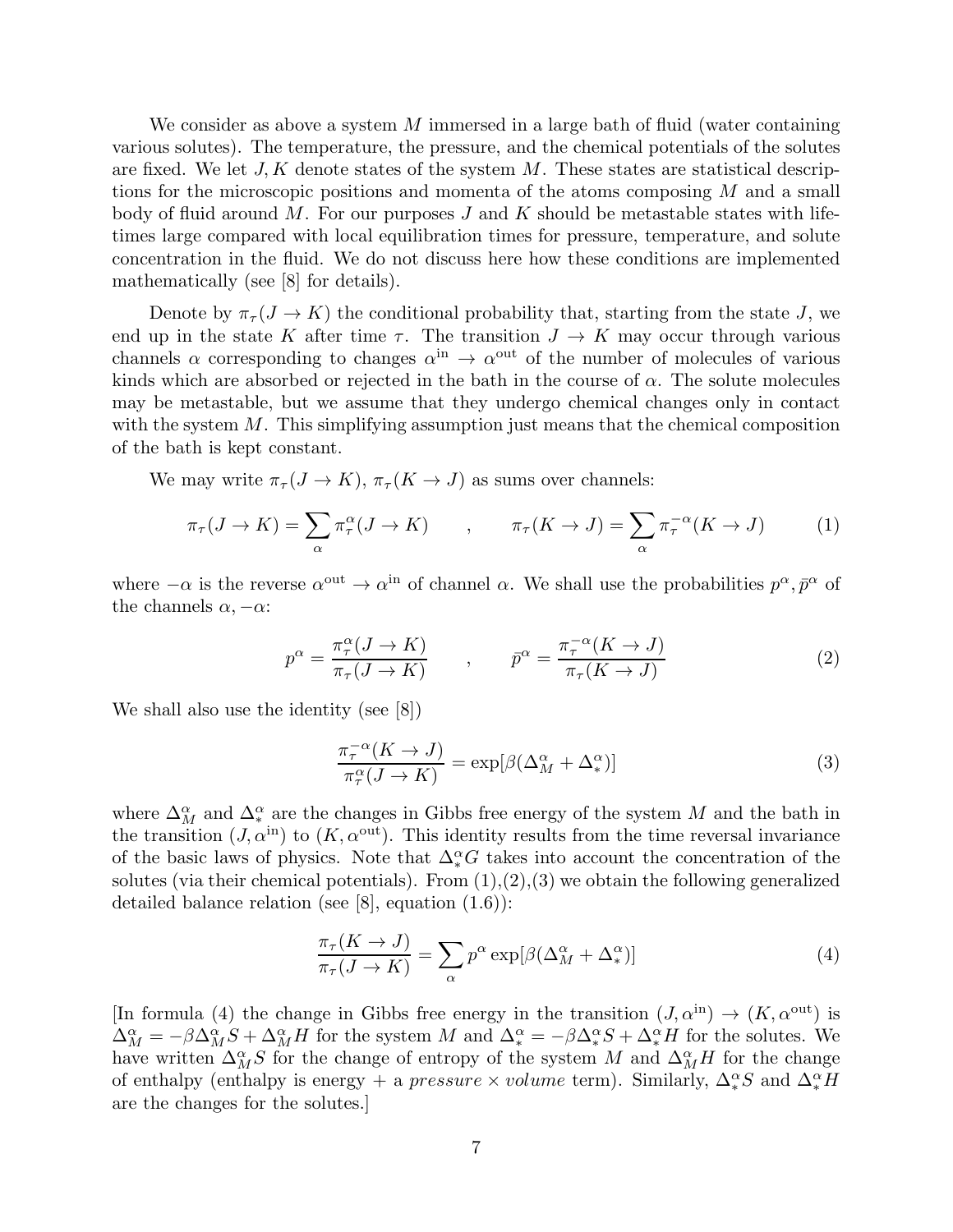We consider as above a system $M$ immersed in a large bath of fluid (water containing various solutes). The temperature, the pressure, and the chemical potentials of the solutes are fixed. We let $J, K$ denote states of the system $M$. These states are statistical descriptions for the microscopic positions and momenta of the atoms composing $M$ and a small body of fluid around $M$. For our purposes $J$ and $K$ should be metastable states with lifetimes large compared with local equilibration times for pressure, temperature, and solute concentration in the fluid. We do not discuss here how these conditions are implemented mathematically (see [8] for details).

Denote by $\pi_\tau(J \to K)$ the conditional probability that, starting from the state $J$, we end up in the state $K$ after time $\tau$. The transition $J \to K$ may occur through various channels $\alpha$ corresponding to changes $\alpha^{\rm in} \to \alpha^{\rm out}$ of the number of molecules of various kinds which are absorbed or rejected in the bath in the course of $\alpha$. The solute molecules may be metastable, but we assume that they undergo chemical changes only in contact with the system $M$. This simplifying assumption just means that the chemical composition of the bath is kept constant.

We may write $\pi_\tau(J \to K)$, $\pi_\tau(K \to J)$ as sums over channels:

$$\pi_\tau(J \to K) = \sum_\alpha \pi_\tau^\alpha(J \to K) \qquad , \qquad \pi_\tau(K \to J) = \sum_\alpha \pi_\tau^{-\alpha}(K \to J) \tag{1}$$

where $-\alpha$ is the reverse $\alpha^{\rm out} \to \alpha^{\rm in}$ of channel $\alpha$. We shall use the probabilities $p^\alpha, \bar{p}^\alpha$ of the channels $\alpha, -\alpha$:

$$p^\alpha = \frac{\pi_\tau^\alpha(J \to K)}{\pi_\tau(J \to K)} \qquad , \qquad \bar{p}^\alpha = \frac{\pi_\tau^{-\alpha}(K \to J)}{\pi_\tau(K \to J)} \tag{2}$$

We shall also use the identity (see [8])

$$\frac{\pi_\tau^{-\alpha}(K \to J)}{\pi_\tau^\alpha(J \to K)} = \exp[\beta(\Delta_M^\alpha + \Delta_*^\alpha)] \tag{3}$$

where $\Delta_M^\alpha$ and $\Delta_*^\alpha$ are the changes in Gibbs free energy of the system $M$ and the bath in the transition $(J, \alpha^{\rm in})$ to $(K, \alpha^{\rm out})$. This identity results from the time reversal invariance of the basic laws of physics. Note that $\Delta_*^\alpha G$ takes into account the concentration of the solutes (via their chemical potentials). From (1),(2),(3) we obtain the following generalized detailed balance relation (see [8], equation (1.6)):

$$\frac{\pi_\tau(K \to J)}{\pi_\tau(J \to K)} = \sum_\alpha p^\alpha \exp[\beta(\Delta_M^\alpha + \Delta_*^\alpha)] \tag{4}$$

[In formula (4) the change in Gibbs free energy in the transition $(J, \alpha^{\rm in}) \to (K, \alpha^{\rm out})$ is $\Delta_M^\alpha = -\beta \Delta_M^\alpha S + \Delta_M^\alpha H$ for the system $M$ and $\Delta_*^\alpha = -\beta \Delta_*^\alpha S + \Delta_*^\alpha H$ for the solutes. We have written $\Delta_M^\alpha S$ for the change of entropy of the system $M$ and $\Delta_M^\alpha H$ for the change of enthalpy (enthalpy is energy + a *pressure* $\times$ *volume* term). Similarly, $\Delta_*^\alpha S$ and $\Delta_*^\alpha H$ are the changes for the solutes.]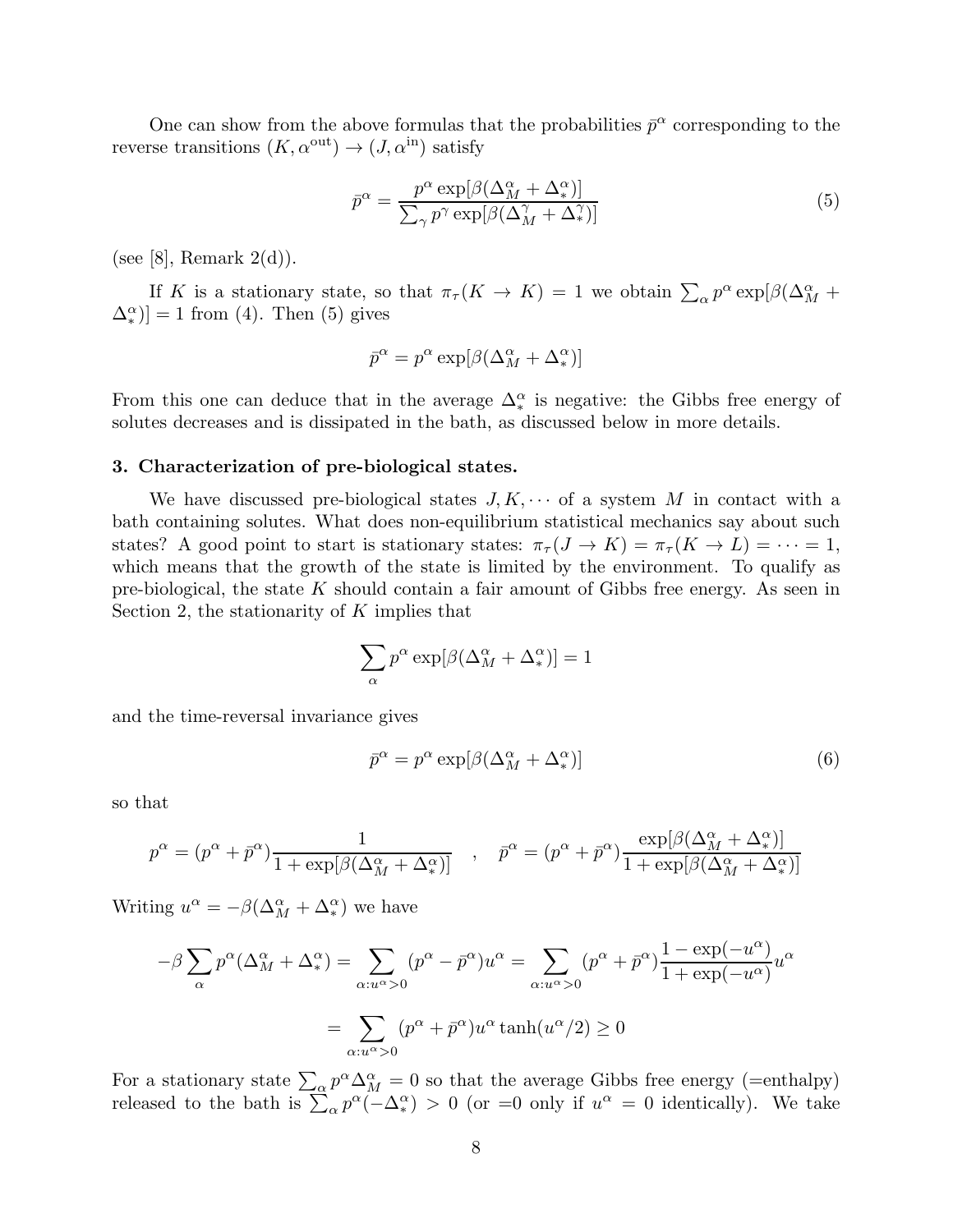One can show from the above formulas that the probabilities $\bar{p}^\alpha$ corresponding to the reverse transitions $(K, \alpha^{\rm out}) \to (J, \alpha^{\rm in})$ satisfy

$$\bar{p}^\alpha = \frac{p^\alpha \exp[\beta(\Delta_M^\alpha + \Delta_*^\alpha)]}{\sum_\gamma p^\gamma \exp[\beta(\Delta_M^\gamma + \Delta_*^\gamma)]} \tag{5}$$

(see [8], Remark 2(d)).

If $K$ is a stationary state, so that $\pi_\tau(K \to K) = 1$ we obtain $\sum_\alpha p^\alpha \exp[\beta(\Delta_M^\alpha + \Delta_*^\alpha)] = 1$ from (4). Then (5) gives

$$\bar{p}^\alpha = p^\alpha \exp[\beta(\Delta_M^\alpha + \Delta_*^\alpha)]$$

From this one can deduce that in the average $\Delta_*^\alpha$ is negative: the Gibbs free energy of solutes decreases and is dissipated in the bath, as discussed below in more details.

## 3. Characterization of pre-biological states.

We have discussed pre-biological states $J, K, \cdots$ of a system $M$ in contact with a bath containing solutes. What does non-equilibrium statistical mechanics say about such states? A good point to start is stationary states: $\pi_\tau(J \to K) = \pi_\tau(K \to L) = \cdots = 1$, which means that the growth of the state is limited by the environment. To qualify as pre-biological, the state $K$ should contain a fair amount of Gibbs free energy. As seen in Section 2, the stationarity of $K$ implies that

$$\sum_\alpha p^\alpha \exp[\beta(\Delta_M^\alpha + \Delta_*^\alpha)] = 1$$

and the time-reversal invariance gives

$$\bar{p}^\alpha = p^\alpha \exp[\beta(\Delta_M^\alpha + \Delta_*^\alpha)] \tag{6}$$

so that

$$p^\alpha = (p^\alpha + \bar{p}^\alpha)\frac{1}{1 + \exp[\beta(\Delta_M^\alpha + \Delta_*^\alpha)]} \quad , \quad \bar{p}^\alpha = (p^\alpha + \bar{p}^\alpha)\frac{\exp[\beta(\Delta_M^\alpha + \Delta_*^\alpha)]}{1 + \exp[\beta(\Delta_M^\alpha + \Delta_*^\alpha)]}$$

Writing $u^\alpha = -\beta(\Delta_M^\alpha + \Delta_*^\alpha)$ we have

$$-\beta \sum_\alpha p^\alpha(\Delta_M^\alpha + \Delta_*^\alpha) = \sum_{\alpha:u^\alpha>0} (p^\alpha - \bar{p}^\alpha)u^\alpha = \sum_{\alpha:u^\alpha>0} (p^\alpha + \bar{p}^\alpha)\frac{1 - \exp(-u^\alpha)}{1 + \exp(-u^\alpha)}u^\alpha$$

$$= \sum_{\alpha:u^\alpha>0} (p^\alpha + \bar{p}^\alpha)u^\alpha \tanh(u^\alpha/2) \geq 0$$

For a stationary state $\sum_\alpha p^\alpha \Delta_M^\alpha = 0$ so that the average Gibbs free energy (=enthalpy) released to the bath is $\sum_\alpha p^\alpha(-\Delta_*^\alpha) > 0$ (or =0 only if $u^\alpha = 0$ identically). We take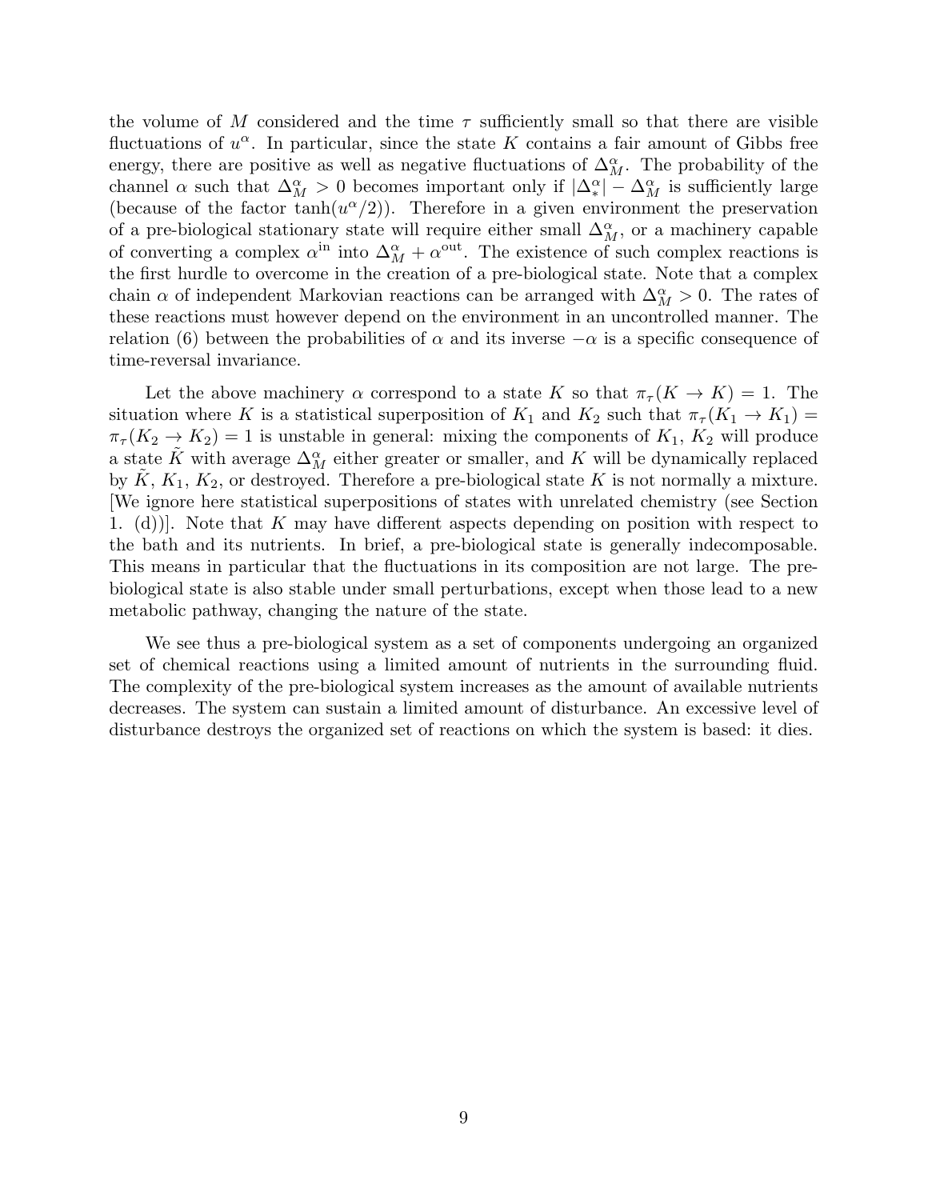the volume of $M$ considered and the time $\tau$ sufficiently small so that there are visible fluctuations of $u^\alpha$. In particular, since the state $K$ contains a fair amount of Gibbs free energy, there are positive as well as negative fluctuations of $\Delta_M^\alpha$. The probability of the channel $\alpha$ such that $\Delta_M^\alpha > 0$ becomes important only if $|\Delta_*^\alpha| - \Delta_M^\alpha$ is sufficiently large (because of the factor $\tanh(u^\alpha/2)$). Therefore in a given environment the preservation of a pre-biological stationary state will require either small $\Delta_M^\alpha$, or a machinery capable of converting a complex $\alpha^{\text{in}}$ into $\Delta_M^\alpha + \alpha^{\text{out}}$. The existence of such complex reactions is the first hurdle to overcome in the creation of a pre-biological state. Note that a complex chain $\alpha$ of independent Markovian reactions can be arranged with $\Delta_M^\alpha > 0$. The rates of these reactions must however depend on the environment in an uncontrolled manner. The relation (6) between the probabilities of $\alpha$ and its inverse $-\alpha$ is a specific consequence of time-reversal invariance.

Let the above machinery $\alpha$ correspond to a state $K$ so that $\pi_\tau(K \to K) = 1$. The situation where $K$ is a statistical superposition of $K_1$ and $K_2$ such that $\pi_\tau(K_1 \to K_1) = \pi_\tau(K_2 \to K_2) = 1$ is unstable in general: mixing the components of $K_1$, $K_2$ will produce a state $\tilde{K}$ with average $\Delta_M^\alpha$ either greater or smaller, and $K$ will be dynamically replaced by $\tilde{K}$, $K_1$, $K_2$, or destroyed. Therefore a pre-biological state $K$ is not normally a mixture. [We ignore here statistical superpositions of states with unrelated chemistry (see Section 1. (d))]. Note that $K$ may have different aspects depending on position with respect to the bath and its nutrients. In brief, a pre-biological state is generally indecomposable. This means in particular that the fluctuations in its composition are not large. The pre-biological state is also stable under small perturbations, except when those lead to a new metabolic pathway, changing the nature of the state.

We see thus a pre-biological system as a set of components undergoing an organized set of chemical reactions using a limited amount of nutrients in the surrounding fluid. The complexity of the pre-biological system increases as the amount of available nutrients decreases. The system can sustain a limited amount of disturbance. An excessive level of disturbance destroys the organized set of reactions on which the system is based: it dies.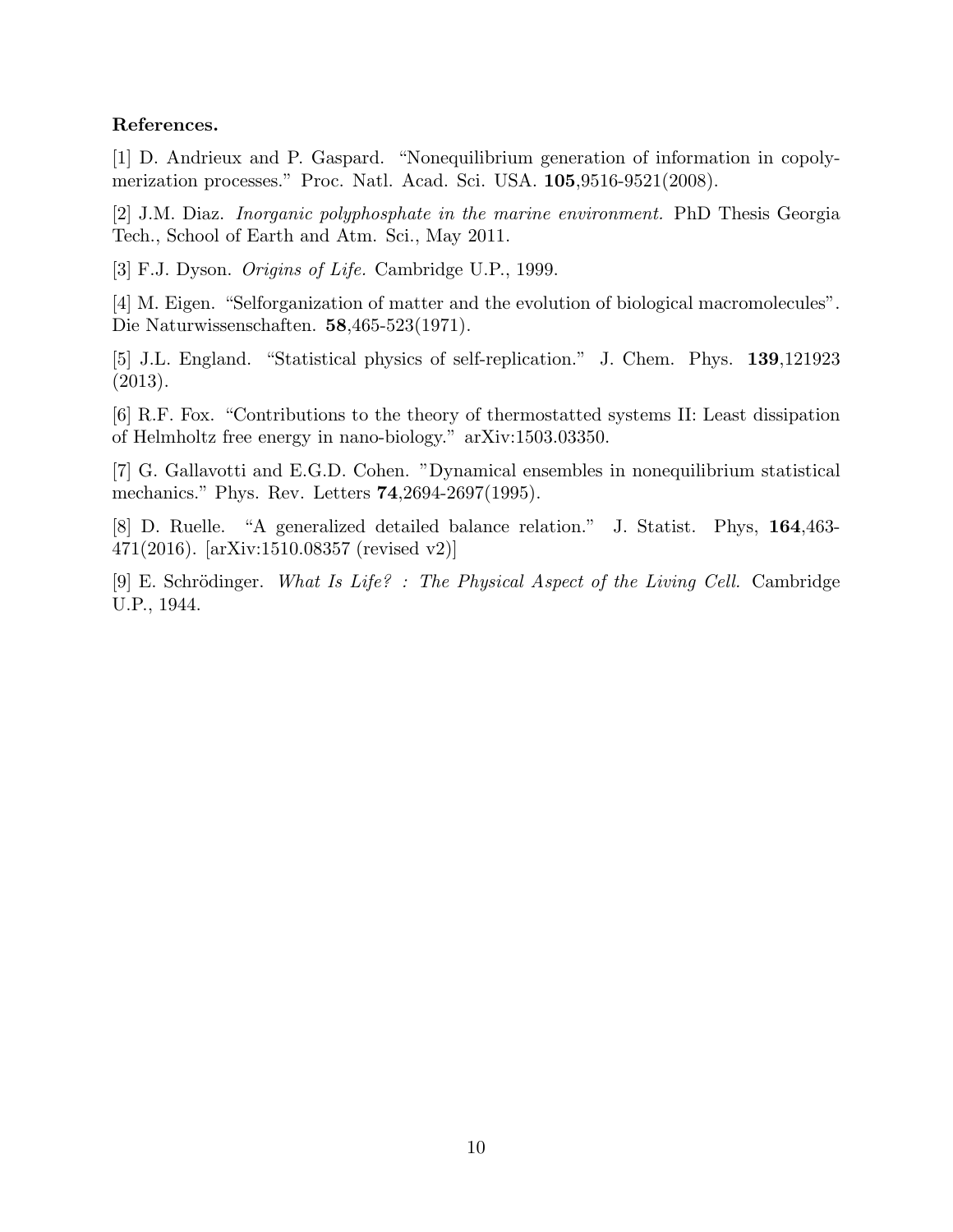**References.**

[1] D. Andrieux and P. Gaspard. "Nonequilibrium generation of information in copolymerization processes." Proc. Natl. Acad. Sci. USA. **105**,9516-9521(2008).

[2] J.M. Diaz. *Inorganic polyphosphate in the marine environment.* PhD Thesis Georgia Tech., School of Earth and Atm. Sci., May 2011.

[3] F.J. Dyson. *Origins of Life.* Cambridge U.P., 1999.

[4] M. Eigen. "Selforganization of matter and the evolution of biological macromolecules". Die Naturwissenschaften. **58**,465-523(1971).

[5] J.L. England. "Statistical physics of self-replication." J. Chem. Phys. **139**,121923 (2013).

[6] R.F. Fox. "Contributions to the theory of thermostatted systems II: Least dissipation of Helmholtz free energy in nano-biology." arXiv:1503.03350.

[7] G. Gallavotti and E.G.D. Cohen. "Dynamical ensembles in nonequilibrium statistical mechanics." Phys. Rev. Letters **74**,2694-2697(1995).

[8] D. Ruelle. "A generalized detailed balance relation." J. Statist. Phys, **164**,463-471(2016). [arXiv:1510.08357 (revised v2)]

[9] E. Schrödinger. *What Is Life? : The Physical Aspect of the Living Cell.* Cambridge U.P., 1944.